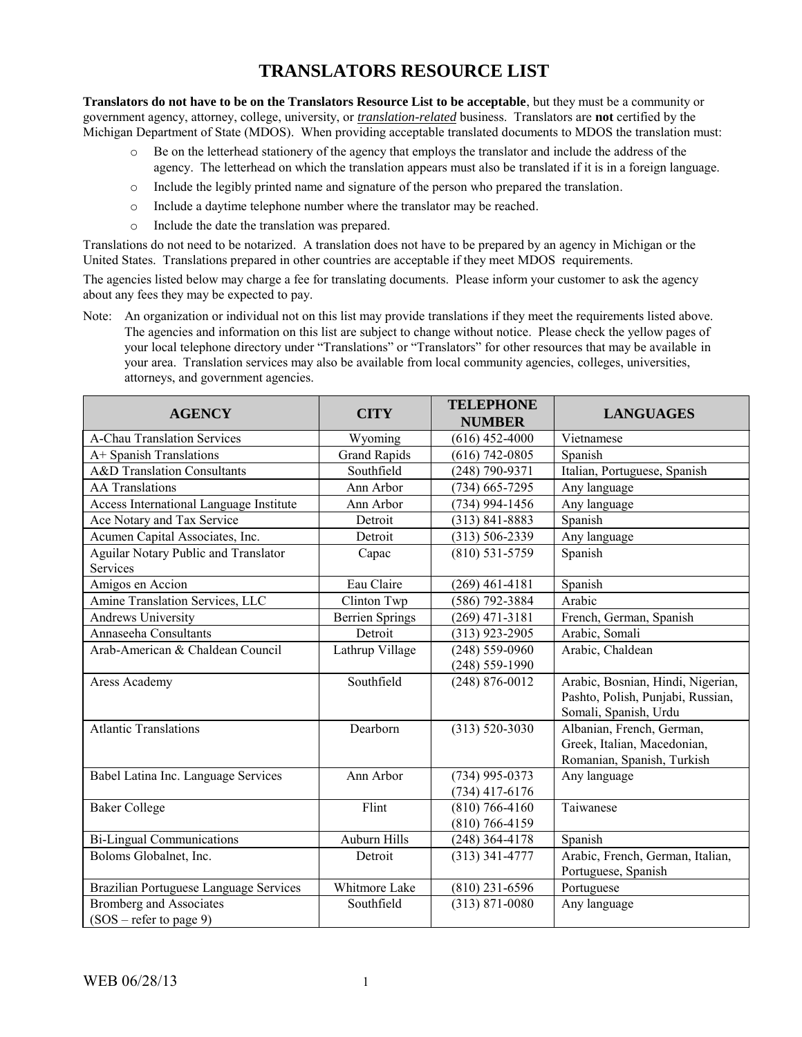# TRANSLATORS RESOURCE LIST

**Translators do not have to be on the Translators Resource List to be acceptable**, but they must be a community or government agency, attorney, college, university, or ***translation-related*** business. Translators are **not** certified by the Michigan Department of State (MDOS). When providing acceptable translated documents to MDOS the translation must:

- Be on the letterhead stationery of the agency that employs the translator and include the address of the agency. The letterhead on which the translation appears must also be translated if it is in a foreign language.
- Include the legibly printed name and signature of the person who prepared the translation.
- Include a daytime telephone number where the translator may be reached.
- Include the date the translation was prepared.

Translations do not need to be notarized. A translation does not have to be prepared by an agency in Michigan or the United States. Translations prepared in other countries are acceptable if they meet MDOS requirements.

The agencies listed below may charge a fee for translating documents. Please inform your customer to ask the agency about any fees they may be expected to pay.

Note: An organization or individual not on this list may provide translations if they meet the requirements listed above. The agencies and information on this list are subject to change without notice. Please check the yellow pages of your local telephone directory under "Translations" or "Translators" for other resources that may be available in your area. Translation services may also be available from local community agencies, colleges, universities, attorneys, and government agencies.

| AGENCY | CITY | TELEPHONE NUMBER | LANGUAGES |
|---|---|---|---|
| A-Chau Translation Services | Wyoming | (616) 452-4000 | Vietnamese |
| A+ Spanish Translations | Grand Rapids | (616) 742-0805 | Spanish |
| A&D Translation Consultants | Southfield | (248) 790-9371 | Italian, Portuguese, Spanish |
| AA Translations | Ann Arbor | (734) 665-7295 | Any language |
| Access International Language Institute | Ann Arbor | (734) 994-1456 | Any language |
| Ace Notary and Tax Service | Detroit | (313) 841-8883 | Spanish |
| Acumen Capital Associates, Inc. | Detroit | (313) 506-2339 | Any language |
| Aguilar Notary Public and Translator Services | Capac | (810) 531-5759 | Spanish |
| Amigos en Accion | Eau Claire | (269) 461-4181 | Spanish |
| Amine Translation Services, LLC | Clinton Twp | (586) 792-3884 | Arabic |
| Andrews University | Berrien Springs | (269) 471-3181 | French, German, Spanish |
| Annaseeha Consultants | Detroit | (313) 923-2905 | Arabic, Somali |
| Arab-American & Chaldean Council | Lathrup Village | (248) 559-0960<br>(248) 559-1990 | Arabic, Chaldean |
| Aress Academy | Southfield | (248) 876-0012 | Arabic, Bosnian, Hindi, Nigerian, Pashto, Polish, Punjabi, Russian, Somali, Spanish, Urdu |
| Atlantic Translations | Dearborn | (313) 520-3030 | Albanian, French, German, Greek, Italian, Macedonian, Romanian, Spanish, Turkish |
| Babel Latina Inc. Language Services | Ann Arbor | (734) 995-0373<br>(734) 417-6176 | Any language |
| Baker College | Flint | (810) 766-4160<br>(810) 766-4159 | Taiwanese |
| Bi-Lingual Communications | Auburn Hills | (248) 364-4178 | Spanish |
| Boloms Globalnet, Inc. | Detroit | (313) 341-4777 | Arabic, French, German, Italian, Portuguese, Spanish |
| Brazilian Portuguese Language Services | Whitmore Lake | (810) 231-6596 | Portuguese |
| Bromberg and Associates<br>(SOS – refer to page 9) | Southfield | (313) 871-0080 | Any language |

WEB 06/28/13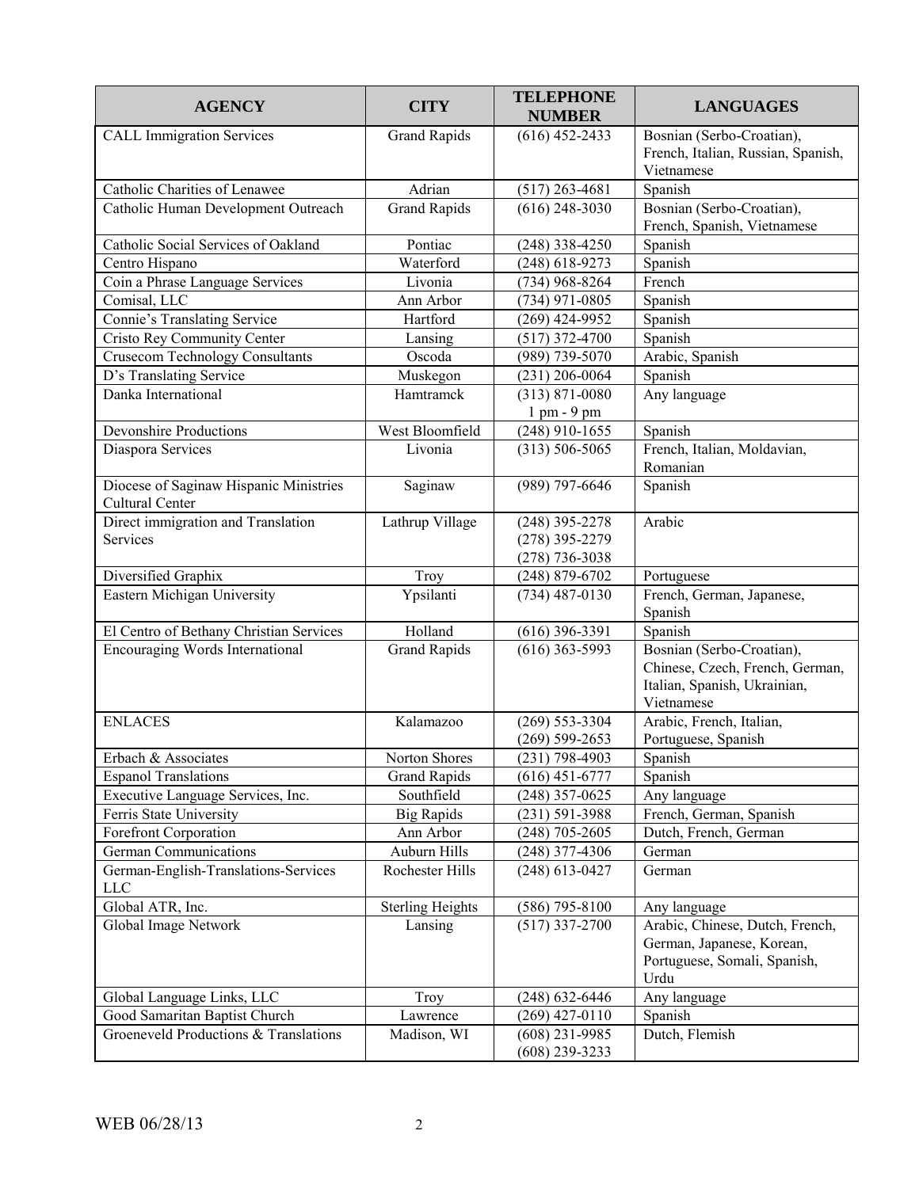| AGENCY | CITY | TELEPHONE NUMBER | LANGUAGES |
|---|---|---|---|
| CALL Immigration Services | Grand Rapids | (616) 452-2433 | Bosnian (Serbo-Croatian), French, Italian, Russian, Spanish, Vietnamese |
| Catholic Charities of Lenawee | Adrian | (517) 263-4681 | Spanish |
| Catholic Human Development Outreach | Grand Rapids | (616) 248-3030 | Bosnian (Serbo-Croatian), French, Spanish, Vietnamese |
| Catholic Social Services of Oakland | Pontiac | (248) 338-4250 | Spanish |
| Centro Hispano | Waterford | (248) 618-9273 | Spanish |
| Coin a Phrase Language Services | Livonia | (734) 968-8264 | French |
| Comisal, LLC | Ann Arbor | (734) 971-0805 | Spanish |
| Connie's Translating Service | Hartford | (269) 424-9952 | Spanish |
| Cristo Rey Community Center | Lansing | (517) 372-4700 | Spanish |
| Crusecom Technology Consultants | Oscoda | (989) 739-5070 | Arabic, Spanish |
| D's Translating Service | Muskegon | (231) 206-0064 | Spanish |
| Danka International | Hamtramck | (313) 871-0080 1 pm - 9 pm | Any language |
| Devonshire Productions | West Bloomfield | (248) 910-1655 | Spanish |
| Diaspora Services | Livonia | (313) 506-5065 | French, Italian, Moldavian, Romanian |
| Diocese of Saginaw Hispanic Ministries Cultural Center | Saginaw | (989) 797-6646 | Spanish |
| Direct immigration and Translation Services | Lathrup Village | (248) 395-2278 (278) 395-2279 (278) 736-3038 | Arabic |
| Diversified Graphix | Troy | (248) 879-6702 | Portuguese |
| Eastern Michigan University | Ypsilanti | (734) 487-0130 | French, German, Japanese, Spanish |
| El Centro of Bethany Christian Services | Holland | (616) 396-3391 | Spanish |
| Encouraging Words International | Grand Rapids | (616) 363-5993 | Bosnian (Serbo-Croatian), Chinese, Czech, French, German, Italian, Spanish, Ukrainian, Vietnamese |
| ENLACES | Kalamazoo | (269) 553-3304 (269) 599-2653 | Arabic, French, Italian, Portuguese, Spanish |
| Erbach & Associates | Norton Shores | (231) 798-4903 | Spanish |
| Espanol Translations | Grand Rapids | (616) 451-6777 | Spanish |
| Executive Language Services, Inc. | Southfield | (248) 357-0625 | Any language |
| Ferris State University | Big Rapids | (231) 591-3988 | French, German, Spanish |
| Forefront Corporation | Ann Arbor | (248) 705-2605 | Dutch, French, German |
| German Communications | Auburn Hills | (248) 377-4306 | German |
| German-English-Translations-Services LLC | Rochester Hills | (248) 613-0427 | German |
| Global ATR, Inc. | Sterling Heights | (586) 795-8100 | Any language |
| Global Image Network | Lansing | (517) 337-2700 | Arabic, Chinese, Dutch, French, German, Japanese, Korean, Portuguese, Somali, Spanish, Urdu |
| Global Language Links, LLC | Troy | (248) 632-6446 | Any language |
| Good Samaritan Baptist Church | Lawrence | (269) 427-0110 | Spanish |
| Groeneveld Productions & Translations | Madison, WI | (608) 231-9985 (608) 239-3233 | Dutch, Flemish |

WEB 06/28/13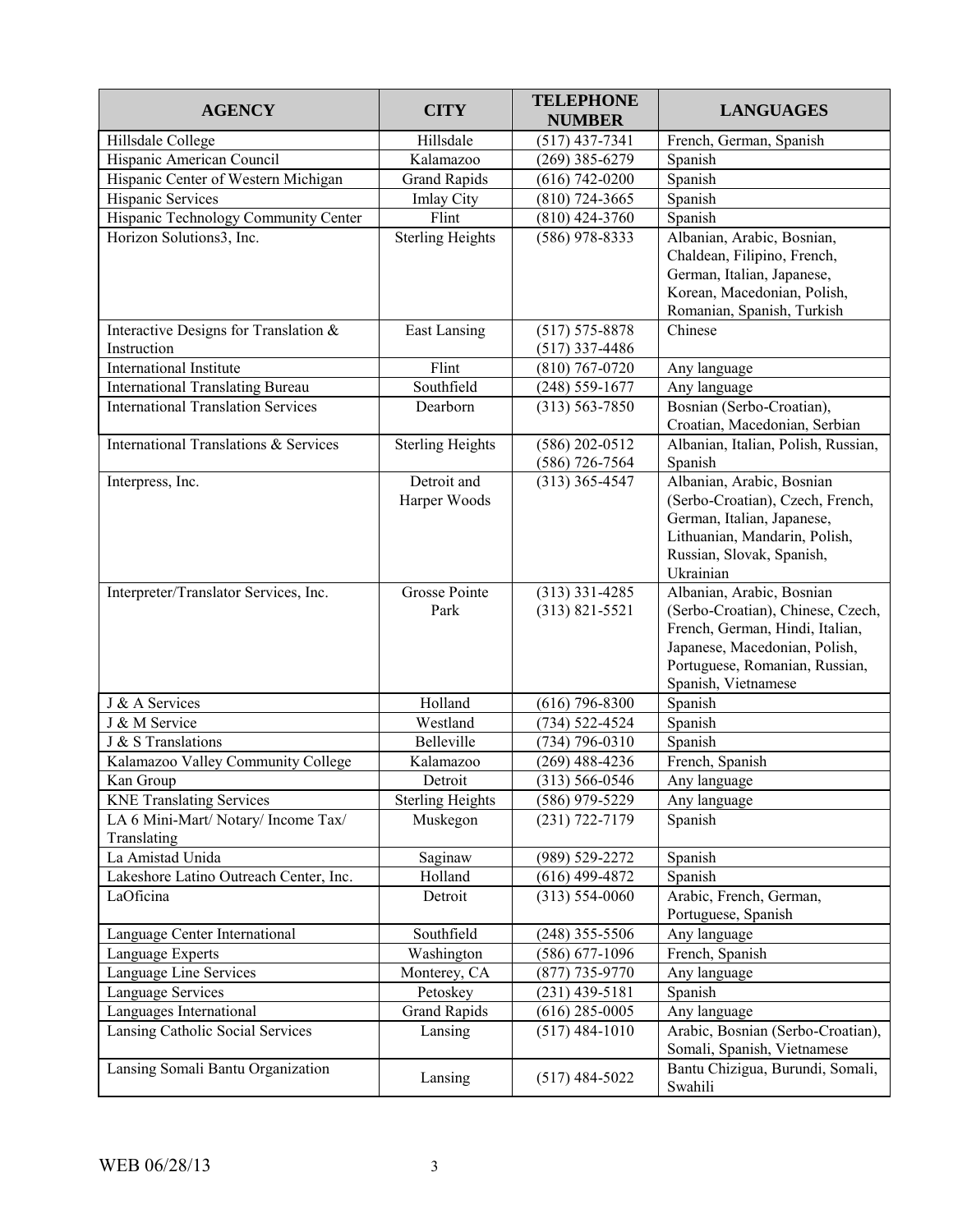| AGENCY | CITY | TELEPHONE NUMBER | LANGUAGES |
|---|---|---|---|
| Hillsdale College | Hillsdale | (517) 437-7341 | French, German, Spanish |
| Hispanic American Council | Kalamazoo | (269) 385-6279 | Spanish |
| Hispanic Center of Western Michigan | Grand Rapids | (616) 742-0200 | Spanish |
| Hispanic Services | Imlay City | (810) 724-3665 | Spanish |
| Hispanic Technology Community Center | Flint | (810) 424-3760 | Spanish |
| Horizon Solutions3, Inc. | Sterling Heights | (586) 978-8333 | Albanian, Arabic, Bosnian, Chaldean, Filipino, French, German, Italian, Japanese, Korean, Macedonian, Polish, Romanian, Spanish, Turkish |
| Interactive Designs for Translation & Instruction | East Lansing | (517) 575-8878<br>(517) 337-4486 | Chinese |
| International Institute | Flint | (810) 767-0720 | Any language |
| International Translating Bureau | Southfield | (248) 559-1677 | Any language |
| International Translation Services | Dearborn | (313) 563-7850 | Bosnian (Serbo-Croatian), Croatian, Macedonian, Serbian |
| International Translations & Services | Sterling Heights | (586) 202-0512<br>(586) 726-7564 | Albanian, Italian, Polish, Russian, Spanish |
| Interpress, Inc. | Detroit and Harper Woods | (313) 365-4547 | Albanian, Arabic, Bosnian (Serbo-Croatian), Czech, French, German, Italian, Japanese, Lithuanian, Mandarin, Polish, Russian, Slovak, Spanish, Ukrainian |
| Interpreter/Translator Services, Inc. | Grosse Pointe Park | (313) 331-4285<br>(313) 821-5521 | Albanian, Arabic, Bosnian (Serbo-Croatian), Chinese, Czech, French, German, Hindi, Italian, Japanese, Macedonian, Polish, Portuguese, Romanian, Russian, Spanish, Vietnamese |
| J & A Services | Holland | (616) 796-8300 | Spanish |
| J & M Service | Westland | (734) 522-4524 | Spanish |
| J & S Translations | Belleville | (734) 796-0310 | Spanish |
| Kalamazoo Valley Community College | Kalamazoo | (269) 488-4236 | French, Spanish |
| Kan Group | Detroit | (313) 566-0546 | Any language |
| KNE Translating Services | Sterling Heights | (586) 979-5229 | Any language |
| LA 6 Mini-Mart/ Notary/ Income Tax/ Translating | Muskegon | (231) 722-7179 | Spanish |
| La Amistad Unida | Saginaw | (989) 529-2272 | Spanish |
| Lakeshore Latino Outreach Center, Inc. | Holland | (616) 499-4872 | Spanish |
| LaOficina | Detroit | (313) 554-0060 | Arabic, French, German, Portuguese, Spanish |
| Language Center International | Southfield | (248) 355-5506 | Any language |
| Language Experts | Washington | (586) 677-1096 | French, Spanish |
| Language Line Services | Monterey, CA | (877) 735-9770 | Any language |
| Language Services | Petoskey | (231) 439-5181 | Spanish |
| Languages International | Grand Rapids | (616) 285-0005 | Any language |
| Lansing Catholic Social Services | Lansing | (517) 484-1010 | Arabic, Bosnian (Serbo-Croatian), Somali, Spanish, Vietnamese |
| Lansing Somali Bantu Organization | Lansing | (517) 484-5022 | Bantu Chizigua, Burundi, Somali, Swahili |

WEB 06/28/13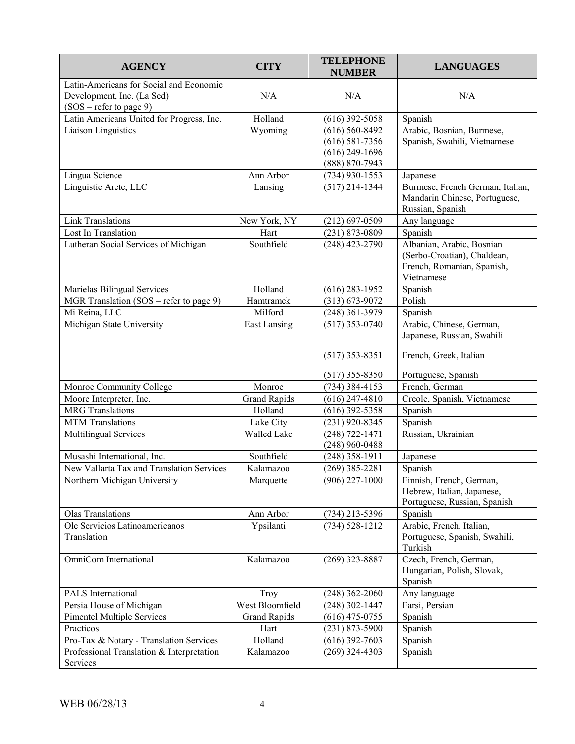| AGENCY | CITY | TELEPHONE NUMBER | LANGUAGES |
|---|---|---|---|
| Latin-Americans for Social and Economic Development, Inc. (La Sed) (SOS – refer to page 9) | N/A | N/A | N/A |
| Latin Americans United for Progress, Inc. | Holland | (616) 392-5058 | Spanish |
| Liaison Linguistics | Wyoming | (616) 560-8492<br>(616) 581-7356<br>(616) 249-1696<br>(888) 870-7943 | Arabic, Bosnian, Burmese, Spanish, Swahili, Vietnamese |
| Lingua Science | Ann Arbor | (734) 930-1553 | Japanese |
| Linguistic Arete, LLC | Lansing | (517) 214-1344 | Burmese, French German, Italian, Mandarin Chinese, Portuguese, Russian, Spanish |
| Link Translations | New York, NY | (212) 697-0509 | Any language |
| Lost In Translation | Hart | (231) 873-0809 | Spanish |
| Lutheran Social Services of Michigan | Southfield | (248) 423-2790 | Albanian, Arabic, Bosnian (Serbo-Croatian), Chaldean, French, Romanian, Spanish, Vietnamese |
| Marielas Bilingual Services | Holland | (616) 283-1952 | Spanish |
| MGR Translation (SOS – refer to page 9) | Hamtramck | (313) 673-9072 | Polish |
| Mi Reina, LLC | Milford | (248) 361-3979 | Spanish |
| Michigan State University | East Lansing | (517) 353-0740<br><br>(517) 353-8351<br><br>(517) 355-8350 | Arabic, Chinese, German, Japanese, Russian, Swahili<br><br>French, Greek, Italian<br><br>Portuguese, Spanish |
| Monroe Community College | Monroe | (734) 384-4153 | French, German |
| Moore Interpreter, Inc. | Grand Rapids | (616) 247-4810 | Creole, Spanish, Vietnamese |
| MRG Translations | Holland | (616) 392-5358 | Spanish |
| MTM Translations | Lake City | (231) 920-8345 | Spanish |
| Multilingual Services | Walled Lake | (248) 722-1471<br>(248) 960-0488 | Russian, Ukrainian |
| Musashi International, Inc. | Southfield | (248) 358-1911 | Japanese |
| New Vallarta Tax and Translation Services | Kalamazoo | (269) 385-2281 | Spanish |
| Northern Michigan University | Marquette | (906) 227-1000 | Finnish, French, German, Hebrew, Italian, Japanese, Portuguese, Russian, Spanish |
| Olas Translations | Ann Arbor | (734) 213-5396 | Spanish |
| Ole Servicios Latinoamericanos Translation | Ypsilanti | (734) 528-1212 | Arabic, French, Italian, Portuguese, Spanish, Swahili, Turkish |
| OmniCom International | Kalamazoo | (269) 323-8887 | Czech, French, German, Hungarian, Polish, Slovak, Spanish |
| PALS International | Troy | (248) 362-2060 | Any language |
| Persia House of Michigan | West Bloomfield | (248) 302-1447 | Farsi, Persian |
| Pimentel Multiple Services | Grand Rapids | (616) 475-0755 | Spanish |
| Practicos | Hart | (231) 873-5900 | Spanish |
| Pro-Tax & Notary - Translation Services | Holland | (616) 392-7603 | Spanish |
| Professional Translation & Interpretation Services | Kalamazoo | (269) 324-4303 | Spanish |

WEB 06/28/13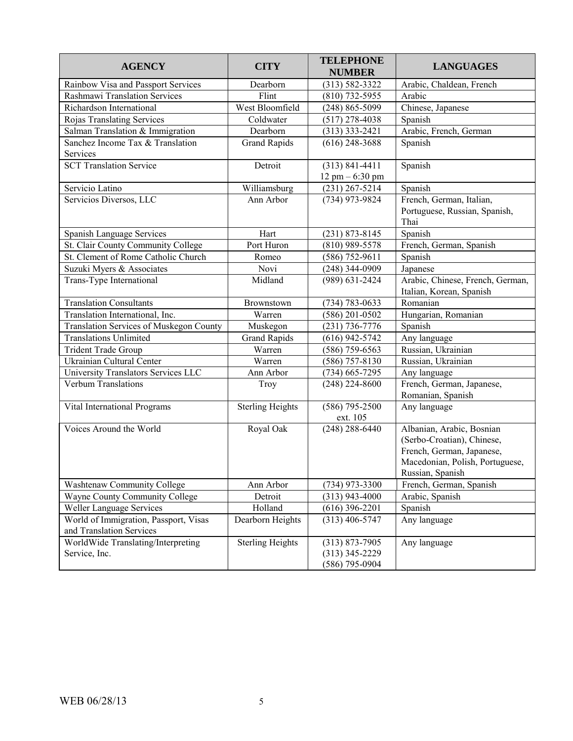| AGENCY | CITY | TELEPHONE NUMBER | LANGUAGES |
|---|---|---|---|
| Rainbow Visa and Passport Services | Dearborn | (313) 582-3322 | Arabic, Chaldean, French |
| Rashmawi Translation Services | Flint | (810) 732-5955 | Arabic |
| Richardson International | West Bloomfield | (248) 865-5099 | Chinese, Japanese |
| Rojas Translating Services | Coldwater | (517) 278-4038 | Spanish |
| Salman Translation & Immigration | Dearborn | (313) 333-2421 | Arabic, French, German |
| Sanchez Income Tax & Translation Services | Grand Rapids | (616) 248-3688 | Spanish |
| SCT Translation Service | Detroit | (313) 841-4411 12 pm – 6:30 pm | Spanish |
| Servicio Latino | Williamsburg | (231) 267-5214 | Spanish |
| Servicios Diversos, LLC | Ann Arbor | (734) 973-9824 | French, German, Italian, Portuguese, Russian, Spanish, Thai |
| Spanish Language Services | Hart | (231) 873-8145 | Spanish |
| St. Clair County Community College | Port Huron | (810) 989-5578 | French, German, Spanish |
| St. Clement of Rome Catholic Church | Romeo | (586) 752-9611 | Spanish |
| Suzuki Myers & Associates | Novi | (248) 344-0909 | Japanese |
| Trans-Type International | Midland | (989) 631-2424 | Arabic, Chinese, French, German, Italian, Korean, Spanish |
| Translation Consultants | Brownstown | (734) 783-0633 | Romanian |
| Translation International, Inc. | Warren | (586) 201-0502 | Hungarian, Romanian |
| Translation Services of Muskegon County | Muskegon | (231) 736-7776 | Spanish |
| Translations Unlimited | Grand Rapids | (616) 942-5742 | Any language |
| Trident Trade Group | Warren | (586) 759-6563 | Russian, Ukrainian |
| Ukrainian Cultural Center | Warren | (586) 757-8130 | Russian, Ukrainian |
| University Translators Services LLC | Ann Arbor | (734) 665-7295 | Any language |
| Verbum Translations | Troy | (248) 224-8600 | French, German, Japanese, Romanian, Spanish |
| Vital International Programs | Sterling Heights | (586) 795-2500 ext. 105 | Any language |
| Voices Around the World | Royal Oak | (248) 288-6440 | Albanian, Arabic, Bosnian (Serbo-Croatian), Chinese, French, German, Japanese, Macedonian, Polish, Portuguese, Russian, Spanish |
| Washtenaw Community College | Ann Arbor | (734) 973-3300 | French, German, Spanish |
| Wayne County Community College | Detroit | (313) 943-4000 | Arabic, Spanish |
| Weller Language Services | Holland | (616) 396-2201 | Spanish |
| World of Immigration, Passport, Visas and Translation Services | Dearborn Heights | (313) 406-5747 | Any language |
| WorldWide Translating/Interpreting Service, Inc. | Sterling Heights | (313) 873-7905 (313) 345-2229 (586) 795-0904 | Any language |

WEB 06/28/13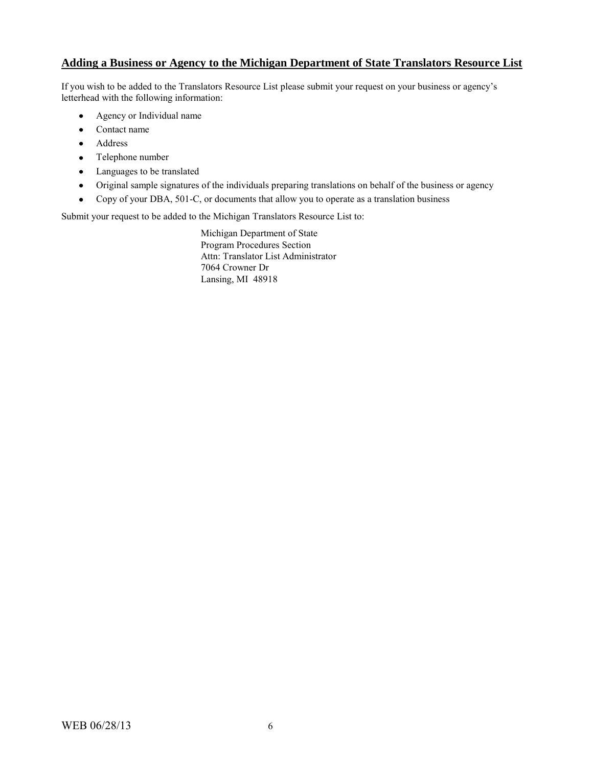## Adding a Business or Agency to the Michigan Department of State Translators Resource List

If you wish to be added to the Translators Resource List please submit your request on your business or agency's letterhead with the following information:

- Agency or Individual name
- Contact name
- Address
- Telephone number
- Languages to be translated
- Original sample signatures of the individuals preparing translations on behalf of the business or agency
- Copy of your DBA, 501-C, or documents that allow you to operate as a translation business

Submit your request to be added to the Michigan Translators Resource List to:

Michigan Department of State
Program Procedures Section
Attn: Translator List Administrator
7064 Crowner Dr
Lansing, MI 48918

WEB 06/28/13